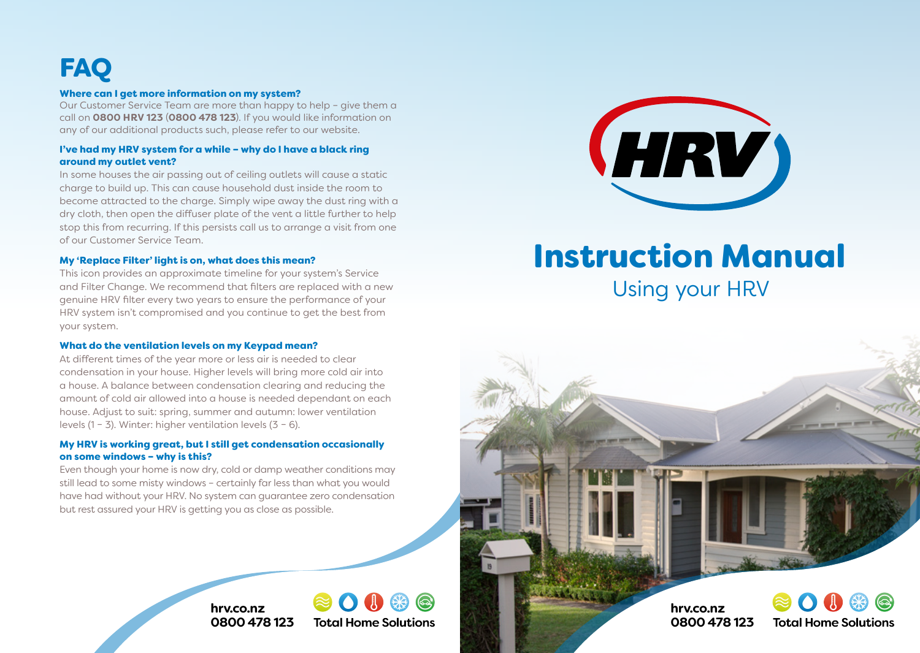# FAQ

### Where can I get more information on my system?

Our Customer Service Team are more than happy to help – give them a call on **0800 HRV 123** (**0800 478 123**). If you would like information on any of our additional products such, please refer to our website.

### I've had my HRV system for a while – why do I have a black ring around my outlet vent?

In some houses the air passing out of ceiling outlets will cause a static charge to build up. This can cause household dust inside the room to become attracted to the charge. Simply wipe away the dust ring with a dry cloth, then open the diffuser plate of the vent a little further to help stop this from recurring. If this persists call us to arrange a visit from one of our Customer Service Team.

### My 'Replace Filter' light is on, what does this mean?

This icon provides an approximate timeline for your system's Service and Filter Change. We recommend that filters are replaced with a new genuine HRV filter every two years to ensure the performance of your HRV system isn't compromised and you continue to get the best from your system.

### What do the ventilation levels on my Keypad mean?

At different times of the year more or less air is needed to clear condensation in your house. Higher levels will bring more cold air into a house. A balance between condensation clearing and reducing the amount of cold air allowed into a house is needed dependant on each house. Adjust to suit: spring, summer and autumn: lower ventilation levels (1 – 3). Winter: higher ventilation levels (3 – 6).

### My HRV is working great, but I still get condensation occasionally on some windows – why is this?

Even though your home is now dry, cold or damp weather conditions may still lead to some misty windows – certainly far less than what you would have had without your HRV. No system can guarantee zero condensation but rest assured your HRV is getting you as close as possible.

**hrv.co.nz**
**0800 478 123**

**Total Home Solutions**

HRV

# Instruction Manual

## Using your HRV

**hrv.co.nz**
**0800 478 123**

**Total Home Solutions**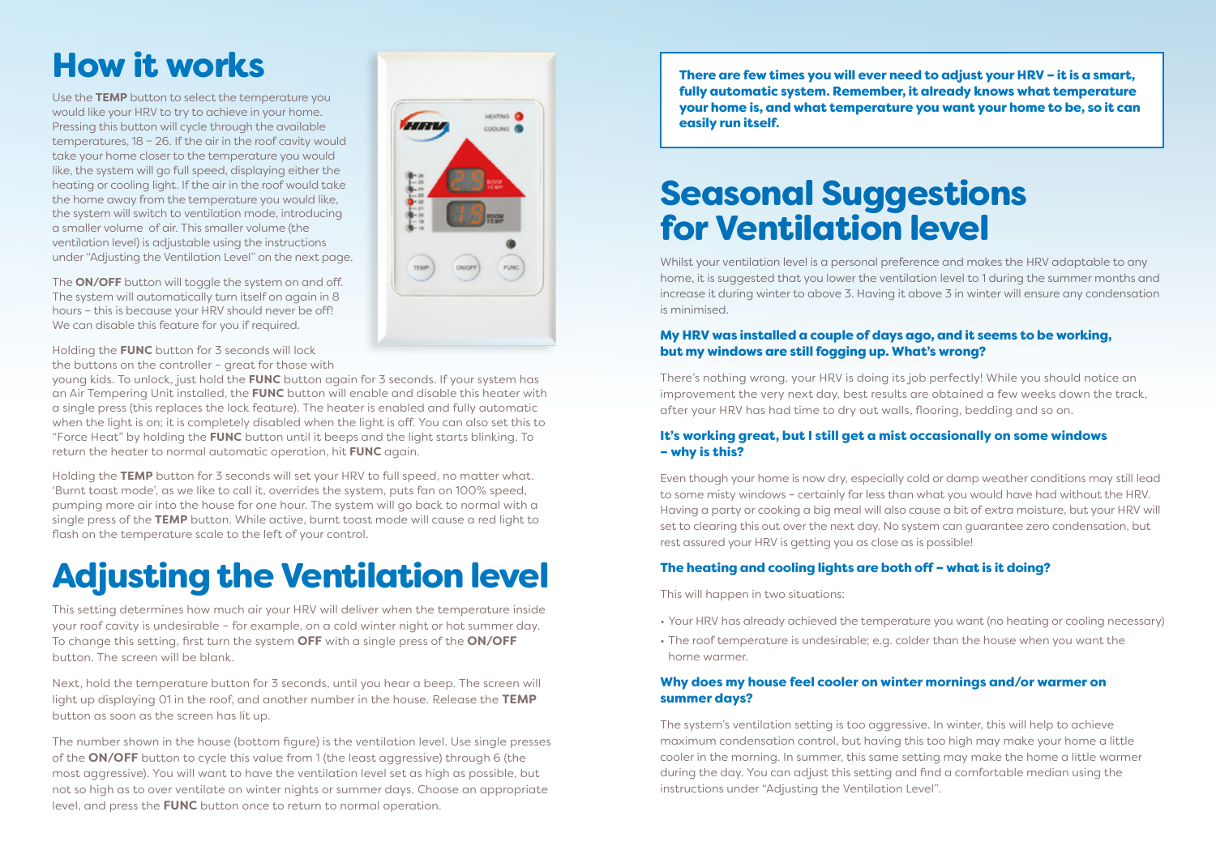# How it works

Use the **TEMP** button to select the temperature you would like your HRV to try to achieve in your home. Pressing this button will cycle through the available temperatures, 18 – 26. If the air in the roof cavity would take your home closer to the temperature you would like, the system will go full speed, displaying either the heating or cooling light. If the air in the roof would take the home away from the temperature you would like, the system will switch to ventilation mode, introducing a smaller volume of air. This smaller volume (the ventilation level) is adjustable using the instructions under "Adjusting the Ventilation Level" on the next page.

The **ON/OFF** button will toggle the system on and off. The system will automatically turn itself on again in 8 hours – this is because your HRV should never be off! We can disable this feature for you if required.

Holding the **FUNC** button for 3 seconds will lock the buttons on the controller – great for those with young kids. To unlock, just hold the **FUNC** button again for 3 seconds. If your system has an Air Tempering Unit installed, the **FUNC** button will enable and disable this heater with a single press (this replaces the lock feature). The heater is enabled and fully automatic when the light is on; it is completely disabled when the light is off. You can also set this to "Force Heat" by holding the **FUNC** button until it beeps and the light starts blinking. To return the heater to normal automatic operation, hit **FUNC** again.

Holding the **TEMP** button for 3 seconds will set your HRV to full speed, no matter what. 'Burnt toast mode', as we like to call it, overrides the system, puts fan on 100% speed, pumping more air into the house for one hour. The system will go back to normal with a single press of the **TEMP** button. While active, burnt toast mode will cause a red light to flash on the temperature scale to the left of your control.

# Adjusting the Ventilation level

This setting determines how much air your HRV will deliver when the temperature inside your roof cavity is undesirable – for example, on a cold winter night or hot summer day. To change this setting, first turn the system **OFF** with a single press of the **ON/OFF** button. The screen will be blank.

Next, hold the temperature button for 3 seconds, until you hear a beep. The screen will light up displaying 01 in the roof, and another number in the house. Release the **TEMP** button as soon as the screen has lit up.

The number shown in the house (bottom figure) is the ventilation level. Use single presses of the **ON/OFF** button to cycle this value from 1 (the least aggressive) through 6 (the most aggressive). You will want to have the ventilation level set as high as possible, but not so high as to over ventilate on winter nights or summer days. Choose an appropriate level, and press the **FUNC** button once to return to normal operation.

**There are few times you will ever need to adjust your HRV – it is a smart, fully automatic system. Remember, it already knows what temperature your home is, and what temperature you want your home to be, so it can easily run itself.**

# Seasonal Suggestions for Ventilation level

Whilst your ventilation level is a personal preference and makes the HRV adaptable to any home, it is suggested that you lower the ventilation level to 1 during the summer months and increase it during winter to above 3. Having it above 3 in winter will ensure any condensation is minimised.

### My HRV was installed a couple of days ago, and it seems to be working, but my windows are still fogging up. What's wrong?

There's nothing wrong, your HRV is doing its job perfectly! While you should notice an improvement the very next day, best results are obtained a few weeks down the track, after your HRV has had time to dry out walls, flooring, bedding and so on.

### It's working great, but I still get a mist occasionally on some windows – why is this?

Even though your home is now dry, especially cold or damp weather conditions may still lead to some misty windows – certainly far less than what you would have had without the HRV. Having a party or cooking a big meal will also cause a bit of extra moisture, but your HRV will set to clearing this out over the next day. No system can guarantee zero condensation, but rest assured your HRV is getting you as close as is possible!

### The heating and cooling lights are both off – what is it doing?

This will happen in two situations:

- Your HRV has already achieved the temperature you want (no heating or cooling necessary)
- The roof temperature is undesirable; e.g. colder than the house when you want the home warmer.

### Why does my house feel cooler on winter mornings and/or warmer on summer days?

The system's ventilation setting is too aggressive. In winter, this will help to achieve maximum condensation control, but having this too high may make your home a little cooler in the morning. In summer, this same setting may make the home a little warmer during the day. You can adjust this setting and find a comfortable median using the instructions under "Adjusting the Ventilation Level".